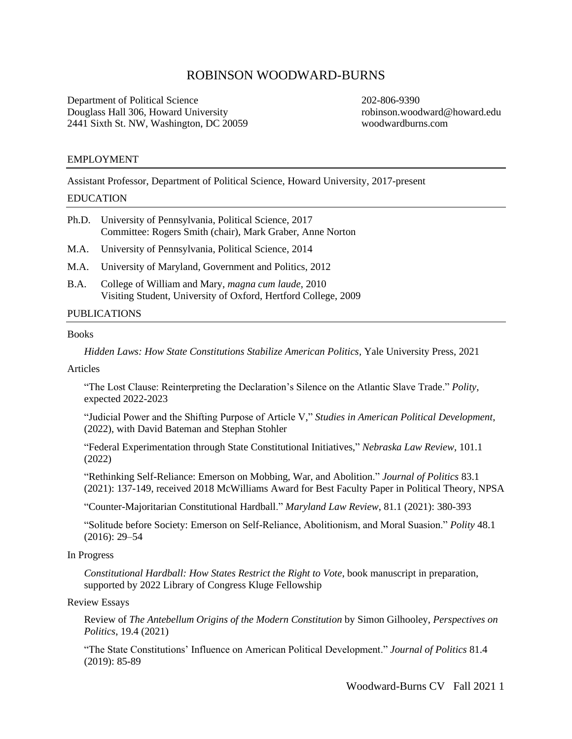# ROBINSON WOODWARD-BURNS

Department of Political Science
Douglass Hall 306, Howard University
2441 Sixth St. NW, Washington, DC 20059

202-806-9390
robinson.woodward@howard.edu
woodwardburns.com

## EMPLOYMENT

Assistant Professor, Department of Political Science, Howard University, 2017-present

## EDUCATION

Ph.D. University of Pennsylvania, Political Science, 2017
Committee: Rogers Smith (chair), Mark Graber, Anne Norton

M.A. University of Pennsylvania, Political Science, 2014

M.A. University of Maryland, Government and Politics, 2012

B.A. College of William and Mary, *magna cum laude*, 2010
Visiting Student, University of Oxford, Hertford College, 2009

## PUBLICATIONS

### Books

*Hidden Laws: How State Constitutions Stabilize American Politics,* Yale University Press, 2021

### Articles

"The Lost Clause: Reinterpreting the Declaration's Silence on the Atlantic Slave Trade." *Polity,* expected 2022-2023

"Judicial Power and the Shifting Purpose of Article V," *Studies in American Political Development*, (2022), with David Bateman and Stephan Stohler

"Federal Experimentation through State Constitutional Initiatives," *Nebraska Law Review*, 101.1 (2022)

"Rethinking Self-Reliance: Emerson on Mobbing, War, and Abolition." *Journal of Politics* 83.1 (2021): 137-149, received 2018 McWilliams Award for Best Faculty Paper in Political Theory, NPSA

"Counter-Majoritarian Constitutional Hardball." *Maryland Law Review*, 81.1 (2021): 380-393

"Solitude before Society: Emerson on Self-Reliance, Abolitionism, and Moral Suasion." *Polity* 48.1 (2016): 29–54

### In Progress

*Constitutional Hardball: How States Restrict the Right to Vote*, book manuscript in preparation, supported by 2022 Library of Congress Kluge Fellowship

### Review Essays

Review of *The Antebellum Origins of the Modern Constitution* by Simon Gilhooley, *Perspectives on Politics*, 19.4 (2021)

"The State Constitutions' Influence on American Political Development." *Journal of Politics* 81.4 (2019): 85-89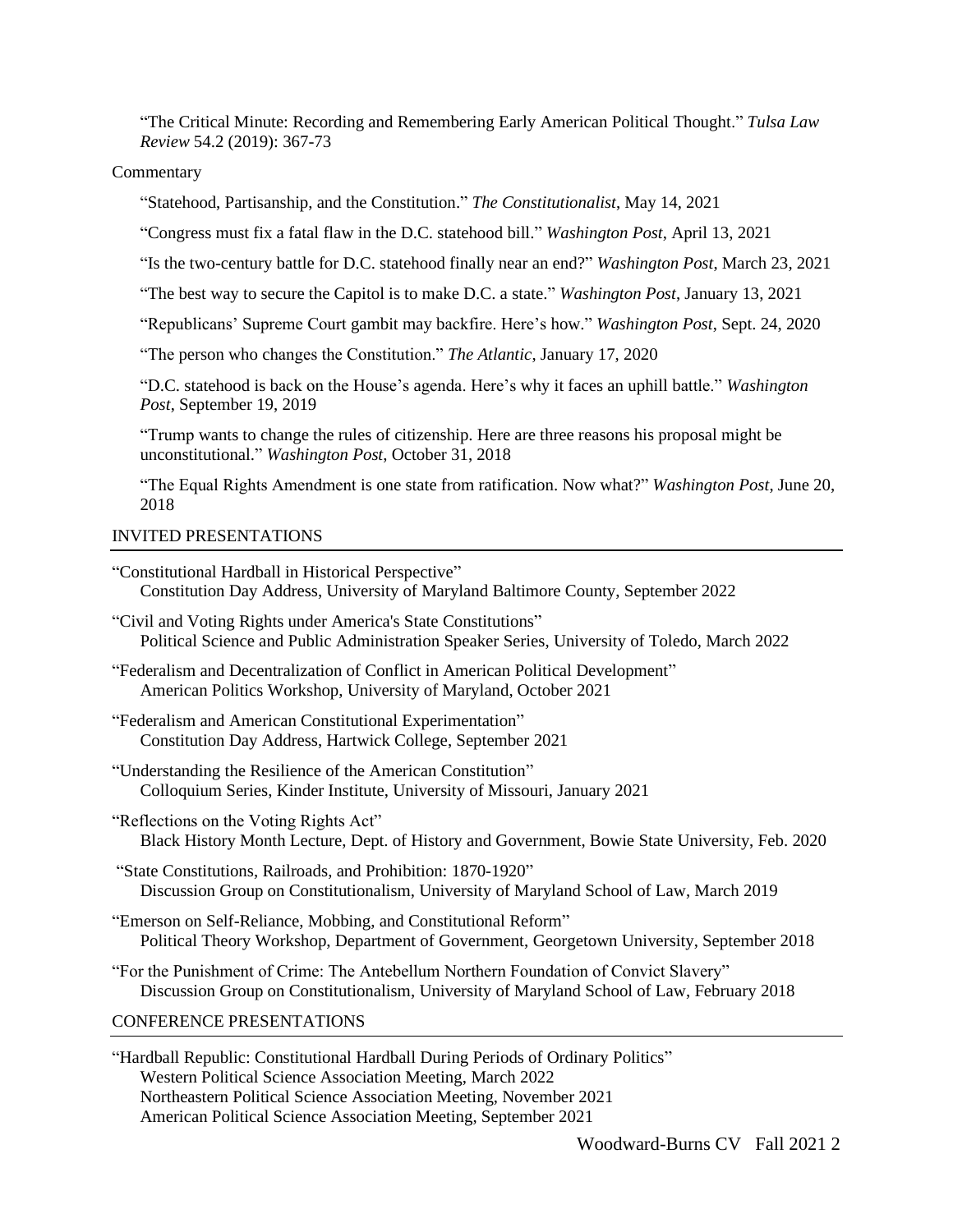"The Critical Minute: Recording and Remembering Early American Political Thought." *Tulsa Law Review* 54.2 (2019): 367-73

Commentary

"Statehood, Partisanship, and the Constitution." *The Constitutionalist*, May 14, 2021

"Congress must fix a fatal flaw in the D.C. statehood bill." *Washington Post*, April 13, 2021

"Is the two-century battle for D.C. statehood finally near an end?" *Washington Post*, March 23, 2021

"The best way to secure the Capitol is to make D.C. a state." *Washington Post*, January 13, 2021

"Republicans' Supreme Court gambit may backfire. Here's how." *Washington Post*, Sept. 24, 2020

"The person who changes the Constitution." *The Atlantic*, January 17, 2020

"D.C. statehood is back on the House's agenda. Here's why it faces an uphill battle." *Washington Post*, September 19, 2019

"Trump wants to change the rules of citizenship. Here are three reasons his proposal might be unconstitutional." *Washington Post*, October 31, 2018

"The Equal Rights Amendment is one state from ratification. Now what?" *Washington Post*, June 20, 2018

## INVITED PRESENTATIONS

"Constitutional Hardball in Historical Perspective"
Constitution Day Address, University of Maryland Baltimore County, September 2022

"Civil and Voting Rights under America's State Constitutions"
Political Science and Public Administration Speaker Series, University of Toledo, March 2022

"Federalism and Decentralization of Conflict in American Political Development"
American Politics Workshop, University of Maryland, October 2021

"Federalism and American Constitutional Experimentation"
Constitution Day Address, Hartwick College, September 2021

"Understanding the Resilience of the American Constitution"
Colloquium Series, Kinder Institute, University of Missouri, January 2021

"Reflections on the Voting Rights Act"
Black History Month Lecture, Dept. of History and Government, Bowie State University, Feb. 2020

"State Constitutions, Railroads, and Prohibition: 1870-1920"
Discussion Group on Constitutionalism, University of Maryland School of Law, March 2019

"Emerson on Self-Reliance, Mobbing, and Constitutional Reform"
Political Theory Workshop, Department of Government, Georgetown University, September 2018

"For the Punishment of Crime: The Antebellum Northern Foundation of Convict Slavery"
Discussion Group on Constitutionalism, University of Maryland School of Law, February 2018

## CONFERENCE PRESENTATIONS

"Hardball Republic: Constitutional Hardball During Periods of Ordinary Politics"
Western Political Science Association Meeting, March 2022
Northeastern Political Science Association Meeting, November 2021
American Political Science Association Meeting, September 2021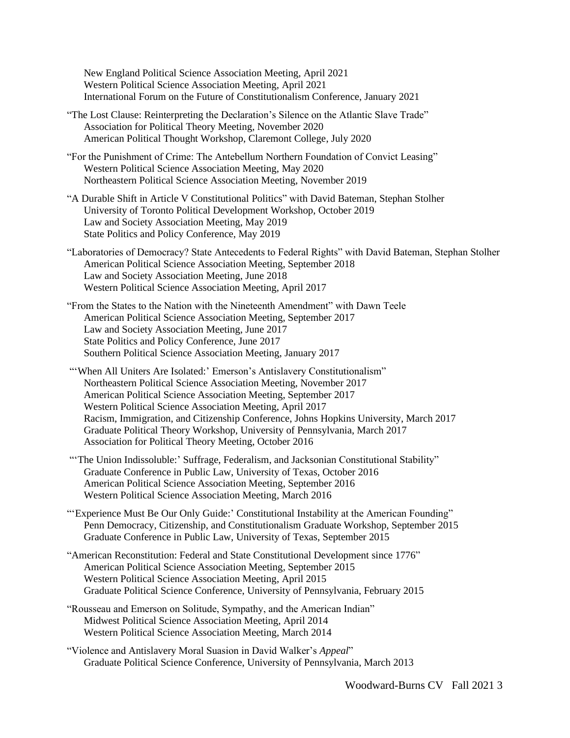New England Political Science Association Meeting, April 2021
Western Political Science Association Meeting, April 2021
International Forum on the Future of Constitutionalism Conference, January 2021

"The Lost Clause: Reinterpreting the Declaration's Silence on the Atlantic Slave Trade"
Association for Political Theory Meeting, November 2020
American Political Thought Workshop, Claremont College, July 2020

"For the Punishment of Crime: The Antebellum Northern Foundation of Convict Leasing"
Western Political Science Association Meeting, May 2020
Northeastern Political Science Association Meeting, November 2019

"A Durable Shift in Article V Constitutional Politics" with David Bateman, Stephan Stolher
University of Toronto Political Development Workshop, October 2019
Law and Society Association Meeting, May 2019
State Politics and Policy Conference, May 2019

"Laboratories of Democracy? State Antecedents to Federal Rights" with David Bateman, Stephan Stolher
American Political Science Association Meeting, September 2018
Law and Society Association Meeting, June 2018
Western Political Science Association Meeting, April 2017

"From the States to the Nation with the Nineteenth Amendment" with Dawn Teele
American Political Science Association Meeting, September 2017
Law and Society Association Meeting, June 2017
State Politics and Policy Conference, June 2017
Southern Political Science Association Meeting, January 2017

"'When All Uniters Are Isolated:' Emerson's Antislavery Constitutionalism"
Northeastern Political Science Association Meeting, November 2017
American Political Science Association Meeting, September 2017
Western Political Science Association Meeting, April 2017
Racism, Immigration, and Citizenship Conference, Johns Hopkins University, March 2017
Graduate Political Theory Workshop, University of Pennsylvania, March 2017
Association for Political Theory Meeting, October 2016

"'The Union Indissoluble:' Suffrage, Federalism, and Jacksonian Constitutional Stability"
Graduate Conference in Public Law, University of Texas, October 2016
American Political Science Association Meeting, September 2016
Western Political Science Association Meeting, March 2016

"'Experience Must Be Our Only Guide:' Constitutional Instability at the American Founding"
Penn Democracy, Citizenship, and Constitutionalism Graduate Workshop, September 2015
Graduate Conference in Public Law, University of Texas, September 2015

"American Reconstitution: Federal and State Constitutional Development since 1776"
American Political Science Association Meeting, September 2015
Western Political Science Association Meeting, April 2015
Graduate Political Science Conference, University of Pennsylvania, February 2015

"Rousseau and Emerson on Solitude, Sympathy, and the American Indian"
Midwest Political Science Association Meeting, April 2014
Western Political Science Association Meeting, March 2014

"Violence and Antislavery Moral Suasion in David Walker's *Appeal*"
Graduate Political Science Conference, University of Pennsylvania, March 2013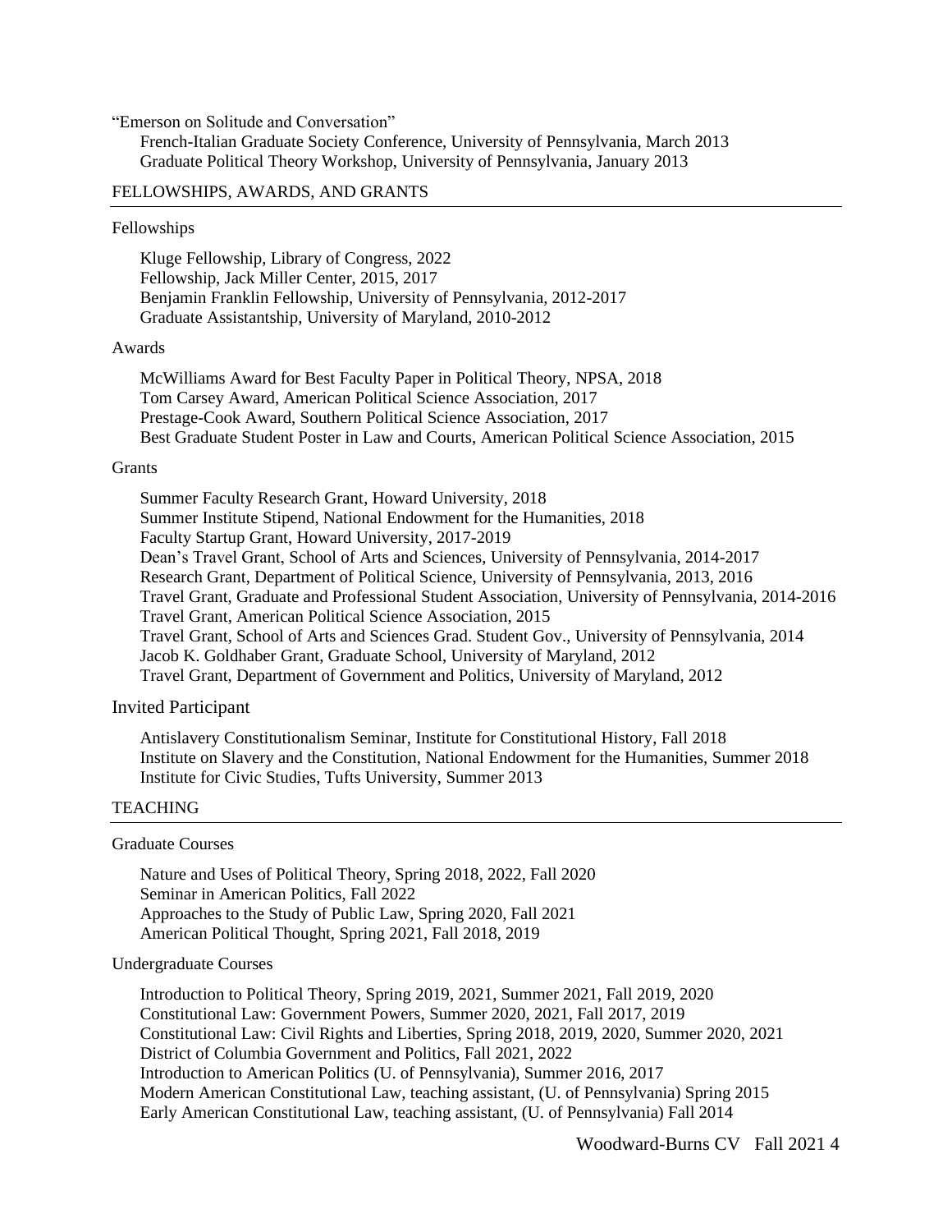"Emerson on Solitude and Conversation"

French-Italian Graduate Society Conference, University of Pennsylvania, March 2013
Graduate Political Theory Workshop, University of Pennsylvania, January 2013

## FELLOWSHIPS, AWARDS, AND GRANTS

### Fellowships

Kluge Fellowship, Library of Congress, 2022
Fellowship, Jack Miller Center, 2015, 2017
Benjamin Franklin Fellowship, University of Pennsylvania, 2012-2017
Graduate Assistantship, University of Maryland, 2010-2012

### Awards

McWilliams Award for Best Faculty Paper in Political Theory, NPSA, 2018
Tom Carsey Award, American Political Science Association, 2017
Prestage-Cook Award, Southern Political Science Association, 2017
Best Graduate Student Poster in Law and Courts, American Political Science Association, 2015

### Grants

Summer Faculty Research Grant, Howard University, 2018
Summer Institute Stipend, National Endowment for the Humanities, 2018
Faculty Startup Grant, Howard University, 2017-2019
Dean's Travel Grant, School of Arts and Sciences, University of Pennsylvania, 2014-2017
Research Grant, Department of Political Science, University of Pennsylvania, 2013, 2016
Travel Grant, Graduate and Professional Student Association, University of Pennsylvania, 2014-2016
Travel Grant, American Political Science Association, 2015
Travel Grant, School of Arts and Sciences Grad. Student Gov., University of Pennsylvania, 2014
Jacob K. Goldhaber Grant, Graduate School, University of Maryland, 2012
Travel Grant, Department of Government and Politics, University of Maryland, 2012

### Invited Participant

Antislavery Constitutionalism Seminar, Institute for Constitutional History, Fall 2018
Institute on Slavery and the Constitution, National Endowment for the Humanities, Summer 2018
Institute for Civic Studies, Tufts University, Summer 2013

## TEACHING

### Graduate Courses

Nature and Uses of Political Theory, Spring 2018, 2022, Fall 2020
Seminar in American Politics, Fall 2022
Approaches to the Study of Public Law, Spring 2020, Fall 2021
American Political Thought, Spring 2021, Fall 2018, 2019

### Undergraduate Courses

Introduction to Political Theory, Spring 2019, 2021, Summer 2021, Fall 2019, 2020
Constitutional Law: Government Powers, Summer 2020, 2021, Fall 2017, 2019
Constitutional Law: Civil Rights and Liberties, Spring 2018, 2019, 2020, Summer 2020, 2021
District of Columbia Government and Politics, Fall 2021, 2022
Introduction to American Politics (U. of Pennsylvania), Summer 2016, 2017
Modern American Constitutional Law, teaching assistant, (U. of Pennsylvania) Spring 2015
Early American Constitutional Law, teaching assistant, (U. of Pennsylvania) Fall 2014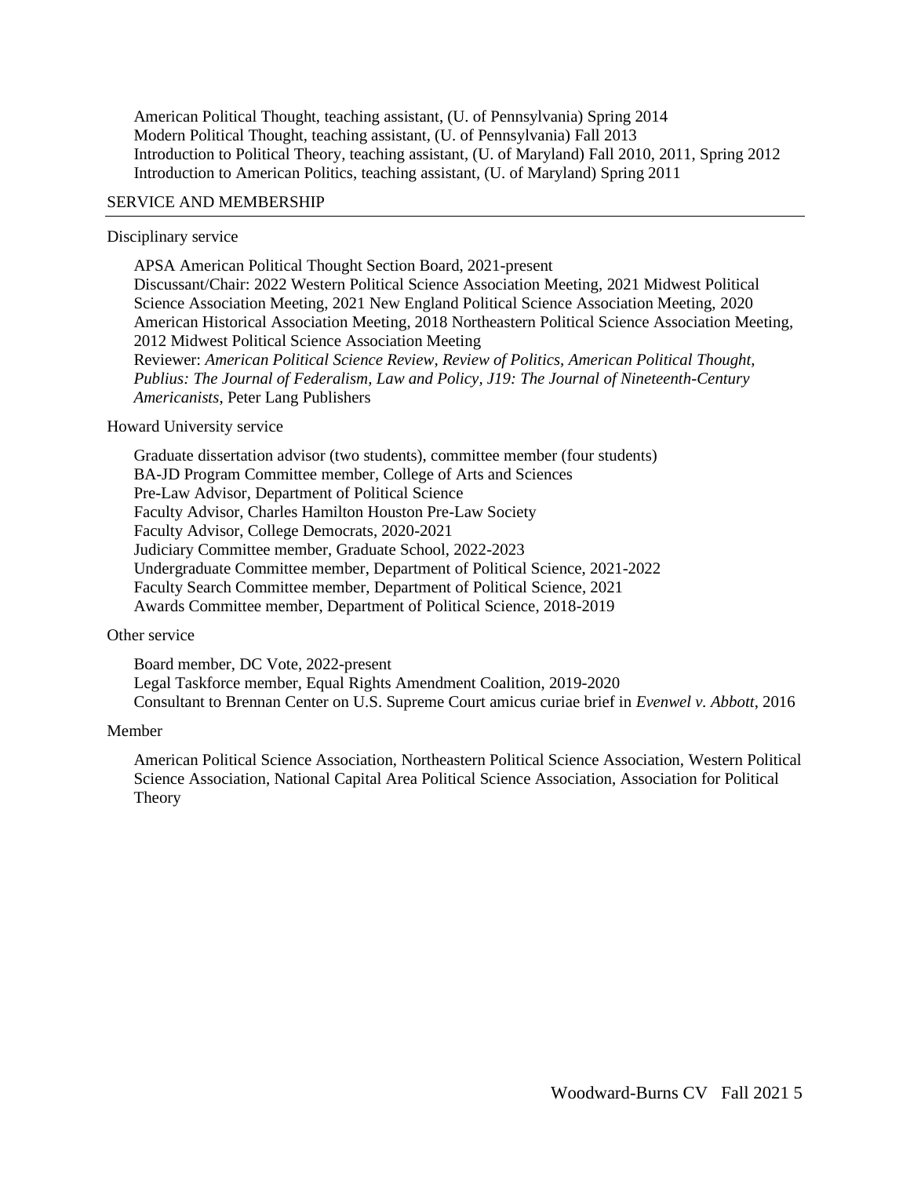American Political Thought, teaching assistant, (U. of Pennsylvania) Spring 2014
Modern Political Thought, teaching assistant, (U. of Pennsylvania) Fall 2013
Introduction to Political Theory, teaching assistant, (U. of Maryland) Fall 2010, 2011, Spring 2012
Introduction to American Politics, teaching assistant, (U. of Maryland) Spring 2011

## SERVICE AND MEMBERSHIP

### Disciplinary service

APSA American Political Thought Section Board, 2021-present
Discussant/Chair: 2022 Western Political Science Association Meeting, 2021 Midwest Political Science Association Meeting, 2021 New England Political Science Association Meeting, 2020 American Historical Association Meeting, 2018 Northeastern Political Science Association Meeting, 2012 Midwest Political Science Association Meeting
Reviewer: *American Political Science Review, Review of Politics, American Political Thought, Publius: The Journal of Federalism, Law and Policy, J19: The Journal of Nineteenth-Century Americanists*, Peter Lang Publishers

### Howard University service

Graduate dissertation advisor (two students), committee member (four students)
BA-JD Program Committee member, College of Arts and Sciences
Pre-Law Advisor, Department of Political Science
Faculty Advisor, Charles Hamilton Houston Pre-Law Society
Faculty Advisor, College Democrats, 2020-2021
Judiciary Committee member, Graduate School, 2022-2023
Undergraduate Committee member, Department of Political Science, 2021-2022
Faculty Search Committee member, Department of Political Science, 2021
Awards Committee member, Department of Political Science, 2018-2019

### Other service

Board member, DC Vote, 2022-present
Legal Taskforce member, Equal Rights Amendment Coalition, 2019-2020
Consultant to Brennan Center on U.S. Supreme Court amicus curiae brief in *Evenwel v. Abbott*, 2016

### Member

American Political Science Association, Northeastern Political Science Association, Western Political Science Association, National Capital Area Political Science Association, Association for Political Theory